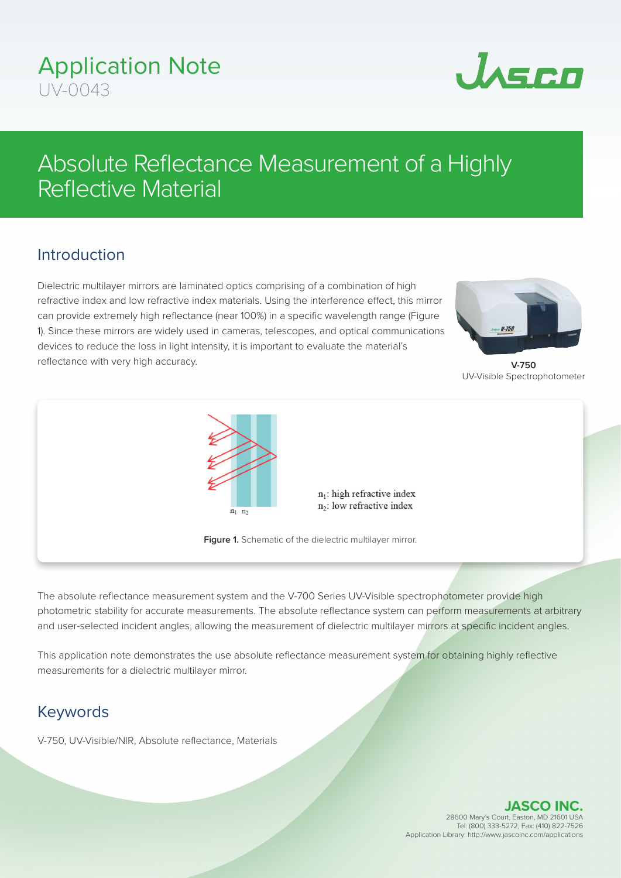# Application Note

UV-0043

# Absolute Reflectance Measurement of a Highly Reflective Material

## Introduction

Dielectric multilayer mirrors are laminated optics comprising of a combination of high refractive index and low refractive index materials. Using the interference effect, this mirror can provide extremely high reflectance (near 100%) in a specific wavelength range (Figure 1). Since these mirrors are widely used in cameras, telescopes, and optical communications devices to reduce the loss in light intensity, it is important to evaluate the material's reflectance with very high accuracy.

**V-750**
UV-Visible Spectrophotometer

$n_1$: high refractive index
$n_2$: low refractive index

**Figure 1.** Schematic of the dielectric multilayer mirror.

The absolute reflectance measurement system and the V-700 Series UV-Visible spectrophotometer provide high photometric stability for accurate measurements. The absolute reflectance system can perform measurements at arbitrary and user-selected incident angles, allowing the measurement of dielectric multilayer mirrors at specific incident angles.

This application note demonstrates the use absolute reflectance measurement system for obtaining highly reflective measurements for a dielectric multilayer mirror.

## Keywords

V-750, UV-Visible/NIR, Absolute reflectance, Materials

**JASCO INC.**
28600 Mary's Court, Easton, MD 21601 USA
Tel: (800) 333-5272, Fax: (410) 822-7526
Application Library: http://www.jascoinc.com/applications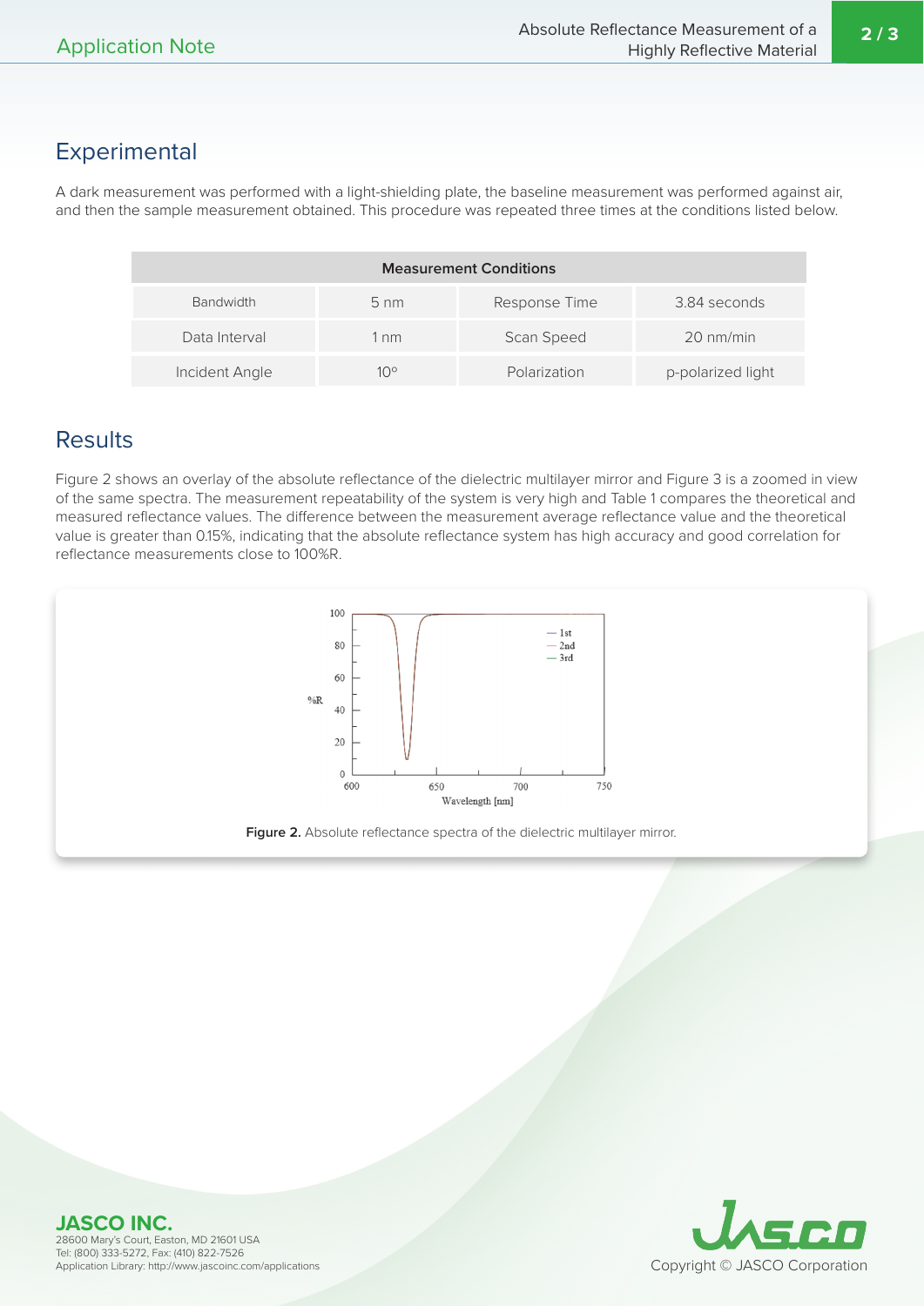## Experimental

A dark measurement was performed with a light-shielding plate, the baseline measurement was performed against air, and then the sample measurement obtained. This procedure was repeated three times at the conditions listed below.

| Measurement Conditions | | | |
|---|---|---|---|
| Bandwidth | 5 nm | Response Time | 3.84 seconds |
| Data Interval | 1 nm | Scan Speed | 20 nm/min |
| Incident Angle | 10° | Polarization | p-polarized light |

## Results

Figure 2 shows an overlay of the absolute reflectance of the dielectric multilayer mirror and Figure 3 is a zoomed in view of the same spectra. The measurement repeatability of the system is very high and Table 1 compares the theoretical and measured reflectance values. The difference between the measurement average reflectance value and the theoretical value is greater than 0.15%, indicating that the absolute reflectance system has high accuracy and good correlation for reflectance measurements close to 100%R.

**Figure 2.** Absolute reflectance spectra of the dielectric multilayer mirror.

**JASCO INC.**
28600 Mary's Court, Easton, MD 21601 USA
Tel: (800) 333-5272, Fax: (410) 822-7526
Application Library: http://www.jascoinc.com/applications

Copyright © JASCO Corporation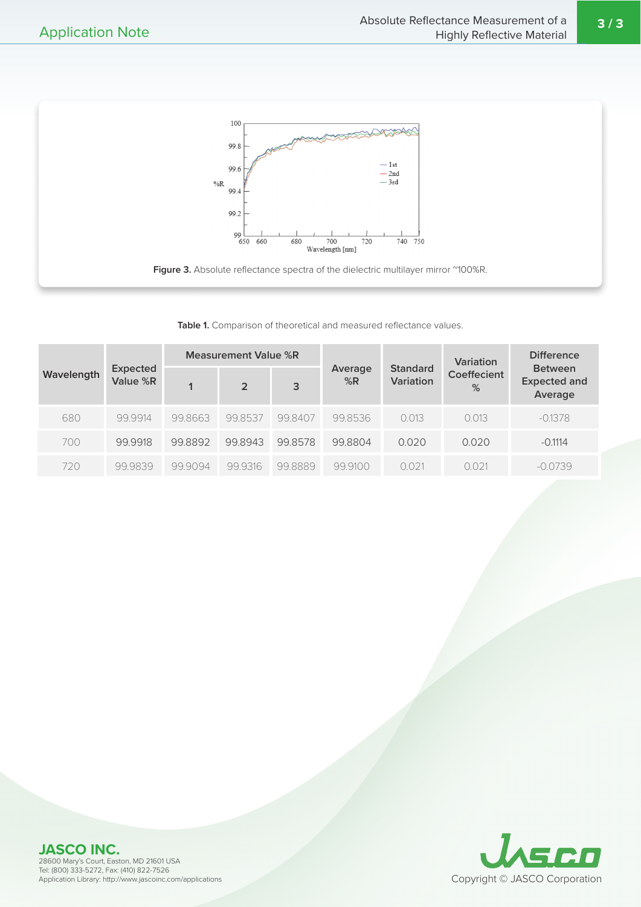100
99.8
99.6
%R
99.4
99.2
99
650 660 680 700 720 740 750
Wavelength [nm]
1st
2nd
3rd

**Figure 3.** Absolute reflectance spectra of the dielectric multilayer mirror ~100%R.

**Table 1.** Comparison of theoretical and measured reflectance values.

| Wavelength | Expected Value %R | Measurement Value %R | | | Average %R | Standard Variation | Variation Coeffecient % | Difference Between Expected and Average |
|---|---|---|---|---|---|---|---|---|
| | | 1 | 2 | 3 | | | | |
| 680 | 99.9914 | 99.8663 | 99.8537 | 99.8407 | 99.8536 | 0.013 | 0.013 | -0.1378 |
| 700 | 99.9918 | 99.8892 | 99.8943 | 99.8578 | 99.8804 | 0.020 | 0.020 | -0.1114 |
| 720 | 99.9839 | 99.9094 | 99.9316 | 99.8889 | 99.9100 | 0.021 | 0.021 | -0.0739 |

**JASCO INC.**
28600 Mary's Court, Easton, MD 21601 USA
Tel: (800) 333-5272, Fax: (410) 822-7526
Application Library: http://www.jascoinc.com/applications

Copyright © JASCO Corporation